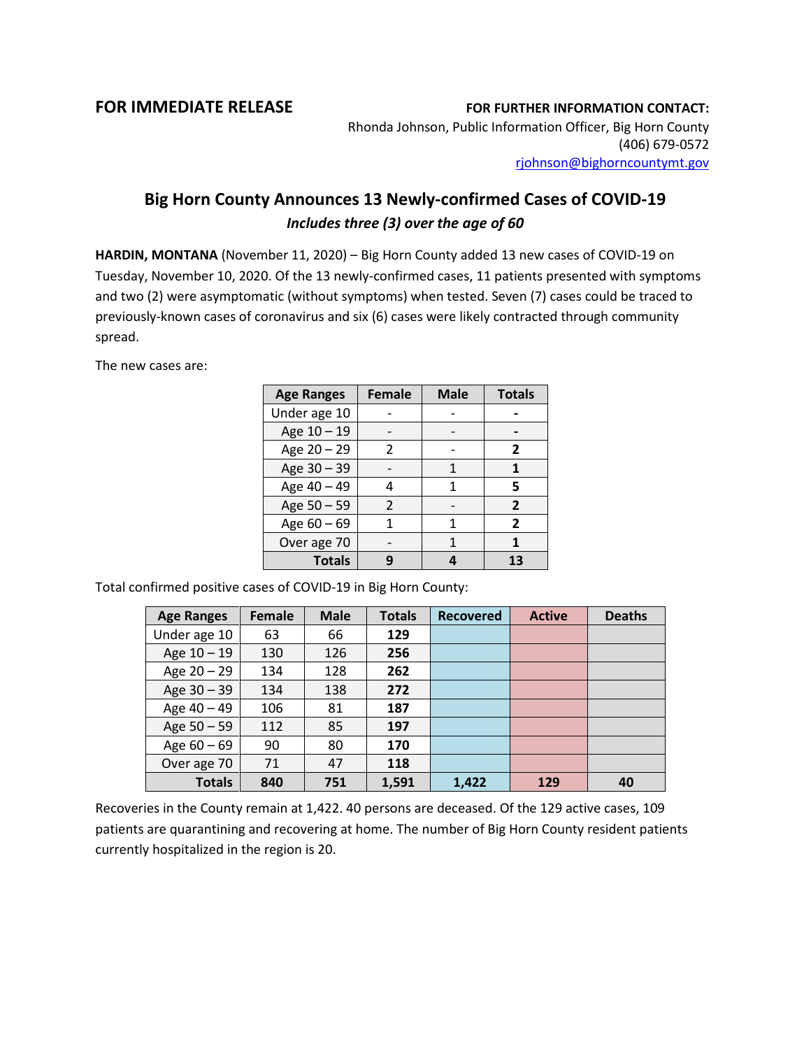**FOR IMMEDIATE RELEASE**

**FOR FURTHER INFORMATION CONTACT:**
Rhonda Johnson, Public Information Officer, Big Horn County
(406) 679-0572
rjohnson@bighorncountymt.gov

## Big Horn County Announces 13 Newly-confirmed Cases of COVID-19

***Includes three (3) over the age of 60***

**HARDIN, MONTANA** (November 11, 2020) – Big Horn County added 13 new cases of COVID-19 on Tuesday, November 10, 2020. Of the 13 newly-confirmed cases, 11 patients presented with symptoms and two (2) were asymptomatic (without symptoms) when tested. Seven (7) cases could be traced to previously-known cases of coronavirus and six (6) cases were likely contracted through community spread.

The new cases are:

| Age Ranges | Female | Male | Totals |
|---|---|---|---|
| Under age 10 | - | - | **-** |
| Age 10 – 19 | - | - | **-** |
| Age 20 – 29 | 2 | - | **2** |
| Age 30 – 39 | - | 1 | **1** |
| Age 40 – 49 | 4 | 1 | **5** |
| Age 50 – 59 | 2 | - | **2** |
| Age 60 – 69 | 1 | 1 | **2** |
| Over age 70 | - | 1 | **1** |
| **Totals** | **9** | **4** | **13** |

Total confirmed positive cases of COVID-19 in Big Horn County:

| Age Ranges | Female | Male | Totals | Recovered | Active | Deaths |
|---|---|---|---|---|---|---|
| Under age 10 | 63 | 66 | **129** | | | |
| Age 10 – 19 | 130 | 126 | **256** | | | |
| Age 20 – 29 | 134 | 128 | **262** | | | |
| Age 30 – 39 | 134 | 138 | **272** | | | |
| Age 40 – 49 | 106 | 81 | **187** | | | |
| Age 50 – 59 | 112 | 85 | **197** | | | |
| Age 60 – 69 | 90 | 80 | **170** | | | |
| Over age 70 | 71 | 47 | **118** | | | |
| **Totals** | **840** | **751** | **1,591** | **1,422** | **129** | **40** |

Recoveries in the County remain at 1,422. 40 persons are deceased. Of the 129 active cases, 109 patients are quarantining and recovering at home. The number of Big Horn County resident patients currently hospitalized in the region is 20.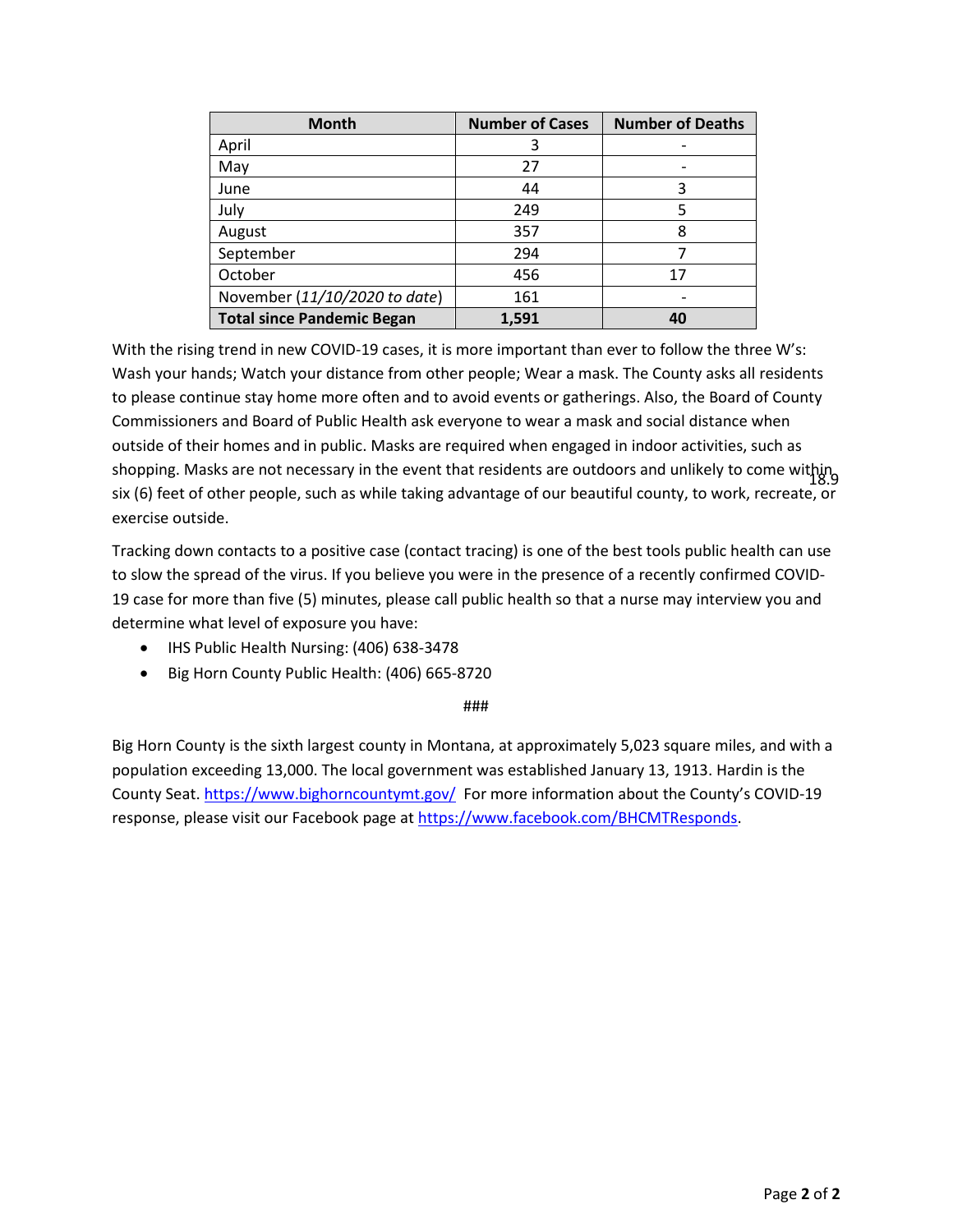| Month | Number of Cases | Number of Deaths |
|---|---|---|
| April | 3 | - |
| May | 27 | - |
| June | 44 | 3 |
| July | 249 | 5 |
| August | 357 | 8 |
| September | 294 | 7 |
| October | 456 | 17 |
| November (*11/10/2020 to date*) | 161 | - |
| **Total since Pandemic Began** | **1,591** | **40** |

With the rising trend in new COVID-19 cases, it is more important than ever to follow the three W's: Wash your hands; Watch your distance from other people; Wear a mask. The County asks all residents to please continue stay home more often and to avoid events or gatherings. Also, the Board of County Commissioners and Board of Public Health ask everyone to wear a mask and social distance when outside of their homes and in public. Masks are required when engaged in indoor activities, such as shopping. Masks are not necessary in the event that residents are outdoors and unlikely to come within six (6) feet of other people, such as while taking advantage of our beautiful county, to work, recreate, or exercise outside.

Tracking down contacts to a positive case (contact tracing) is one of the best tools public health can use to slow the spread of the virus. If you believe you were in the presence of a recently confirmed COVID-19 case for more than five (5) minutes, please call public health so that a nurse may interview you and determine what level of exposure you have:

- IHS Public Health Nursing: (406) 638-3478
- Big Horn County Public Health: (406) 665-8720

###

Big Horn County is the sixth largest county in Montana, at approximately 5,023 square miles, and with a population exceeding 13,000. The local government was established January 13, 1913. Hardin is the County Seat. https://www.bighorncountymt.gov/ For more information about the County's COVID-19 response, please visit our Facebook page at https://www.facebook.com/BHCMTResponds.